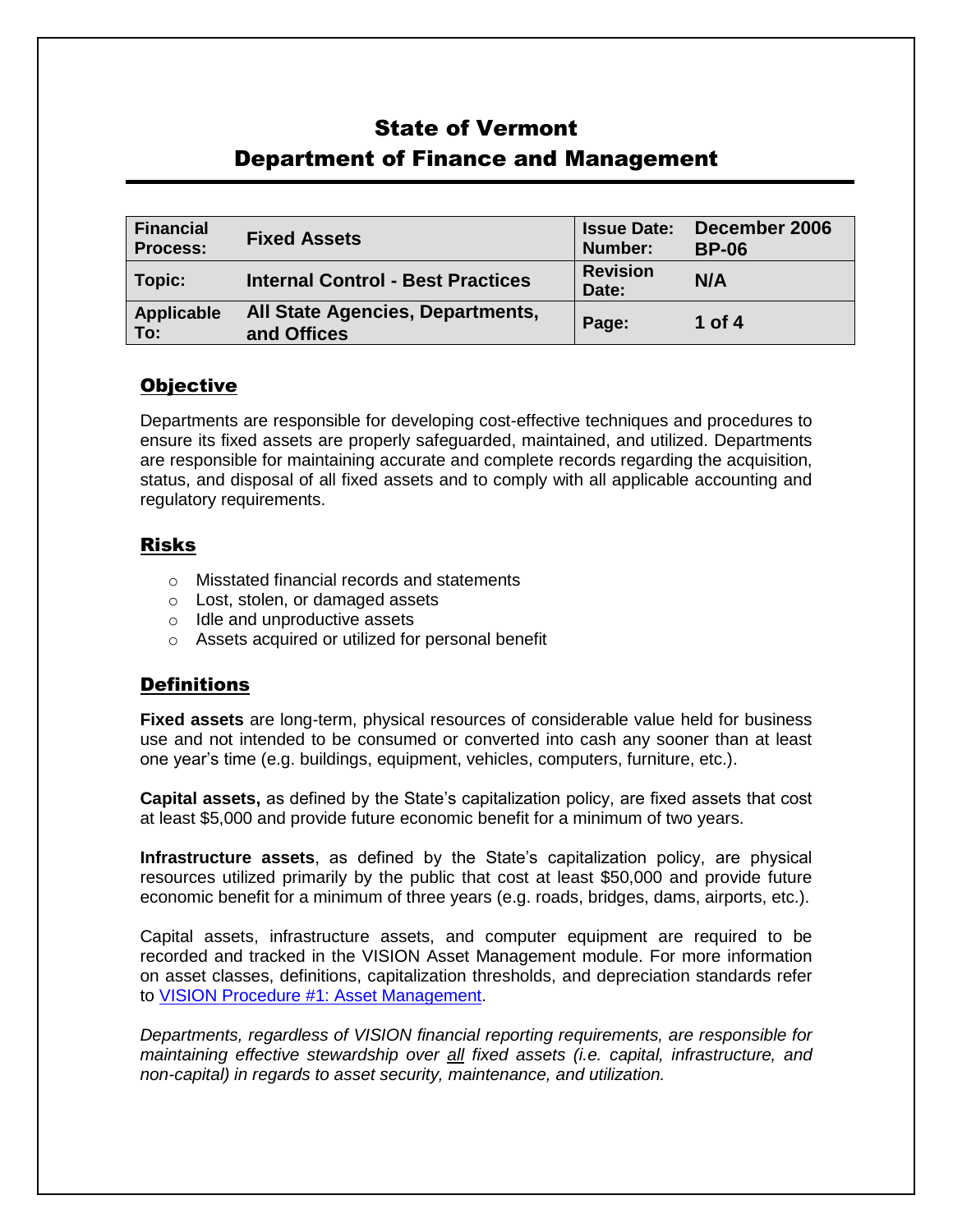# State of Vermont
# Department of Finance and Management

| Financial Process: | Fixed Assets | Issue Date: Number: | December 2006 BP-06 |
|---|---|---|---|
| Topic: | Internal Control - Best Practices | Revision Date: | N/A |
| Applicable To: | All State Agencies, Departments, and Offices | Page: | 1 of 4 |

## Objective

Departments are responsible for developing cost-effective techniques and procedures to ensure its fixed assets are properly safeguarded, maintained, and utilized. Departments are responsible for maintaining accurate and complete records regarding the acquisition, status, and disposal of all fixed assets and to comply with all applicable accounting and regulatory requirements.

## Risks

- Misstated financial records and statements
- Lost, stolen, or damaged assets
- Idle and unproductive assets
- Assets acquired or utilized for personal benefit

## Definitions

**Fixed assets** are long-term, physical resources of considerable value held for business use and not intended to be consumed or converted into cash any sooner than at least one year's time (e.g. buildings, equipment, vehicles, computers, furniture, etc.).

**Capital assets,** as defined by the State's capitalization policy, are fixed assets that cost at least $5,000 and provide future economic benefit for a minimum of two years.

**Infrastructure assets**, as defined by the State's capitalization policy, are physical resources utilized primarily by the public that cost at least $50,000 and provide future economic benefit for a minimum of three years (e.g. roads, bridges, dams, airports, etc.).

Capital assets, infrastructure assets, and computer equipment are required to be recorded and tracked in the VISION Asset Management module. For more information on asset classes, definitions, capitalization thresholds, and depreciation standards refer to VISION Procedure #1: Asset Management.

*Departments, regardless of VISION financial reporting requirements, are responsible for maintaining effective stewardship over all fixed assets (i.e. capital, infrastructure, and non-capital) in regards to asset security, maintenance, and utilization.*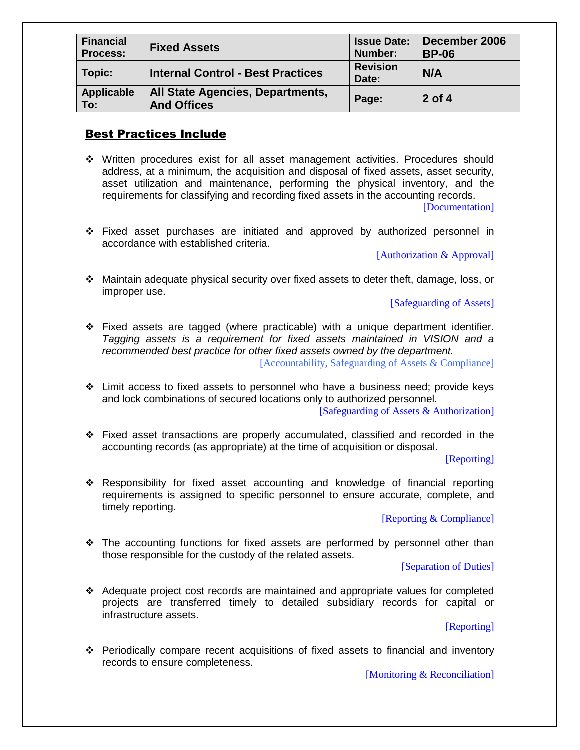## Best Practices Include

- Written procedures exist for all asset management activities. Procedures should address, at a minimum, the acquisition and disposal of fixed assets, asset security, asset utilization and maintenance, performing the physical inventory, and the requirements for classifying and recording fixed assets in the accounting records.
  [Documentation]

- Fixed asset purchases are initiated and approved by authorized personnel in accordance with established criteria.
  [Authorization & Approval]

- Maintain adequate physical security over fixed assets to deter theft, damage, loss, or improper use.
  [Safeguarding of Assets]

- Fixed assets are tagged (where practicable) with a unique department identifier. *Tagging assets is a requirement for fixed assets maintained in VISION and a recommended best practice for other fixed assets owned by the department.*
  [Accountability, Safeguarding of Assets & Compliance]

- Limit access to fixed assets to personnel who have a business need; provide keys and lock combinations of secured locations only to authorized personnel.
  [Safeguarding of Assets & Authorization]

- Fixed asset transactions are properly accumulated, classified and recorded in the accounting records (as appropriate) at the time of acquisition or disposal.
  [Reporting]

- Responsibility for fixed asset accounting and knowledge of financial reporting requirements is assigned to specific personnel to ensure accurate, complete, and timely reporting.
  [Reporting & Compliance]

- The accounting functions for fixed assets are performed by personnel other than those responsible for the custody of the related assets.
  [Separation of Duties]

- Adequate project cost records are maintained and appropriate values for completed projects are transferred timely to detailed subsidiary records for capital or infrastructure assets.
  [Reporting]

- Periodically compare recent acquisitions of fixed assets to financial and inventory records to ensure completeness.
  [Monitoring & Reconciliation]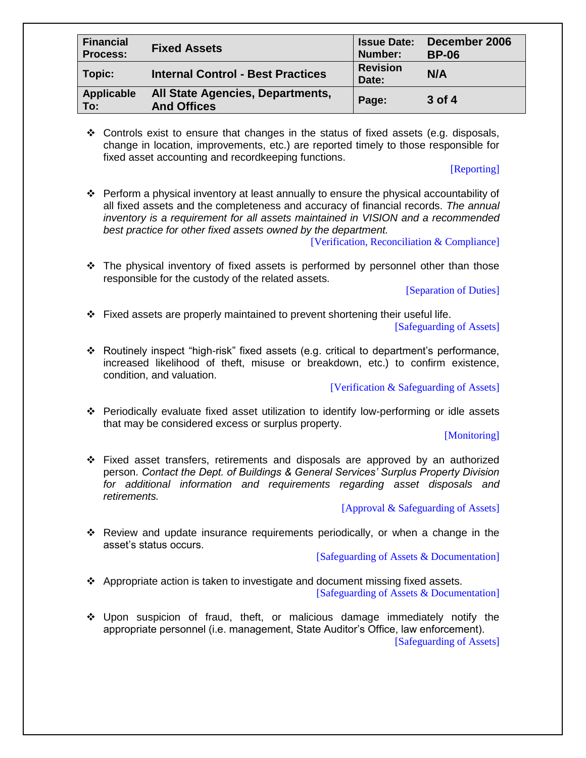- Controls exist to ensure that changes in the status of fixed assets (e.g. disposals, change in location, improvements, etc.) are reported timely to those responsible for fixed asset accounting and recordkeeping functions.
  [Reporting]

- Perform a physical inventory at least annually to ensure the physical accountability of all fixed assets and the completeness and accuracy of financial records. *The annual inventory is a requirement for all assets maintained in VISION and a recommended best practice for other fixed assets owned by the department.*
  [Verification, Reconciliation & Compliance]

- The physical inventory of fixed assets is performed by personnel other than those responsible for the custody of the related assets.
  [Separation of Duties]

- Fixed assets are properly maintained to prevent shortening their useful life.
  [Safeguarding of Assets]

- Routinely inspect "high-risk" fixed assets (e.g. critical to department's performance, increased likelihood of theft, misuse or breakdown, etc.) to confirm existence, condition, and valuation.
  [Verification & Safeguarding of Assets]

- Periodically evaluate fixed asset utilization to identify low-performing or idle assets that may be considered excess or surplus property.
  [Monitoring]

- Fixed asset transfers, retirements and disposals are approved by an authorized person. *Contact the Dept. of Buildings & General Services' Surplus Property Division for additional information and requirements regarding asset disposals and retirements.*
  [Approval & Safeguarding of Assets]

- Review and update insurance requirements periodically, or when a change in the asset's status occurs.
  [Safeguarding of Assets & Documentation]

- Appropriate action is taken to investigate and document missing fixed assets.
  [Safeguarding of Assets & Documentation]

- Upon suspicion of fraud, theft, or malicious damage immediately notify the appropriate personnel (i.e. management, State Auditor's Office, law enforcement).
  [Safeguarding of Assets]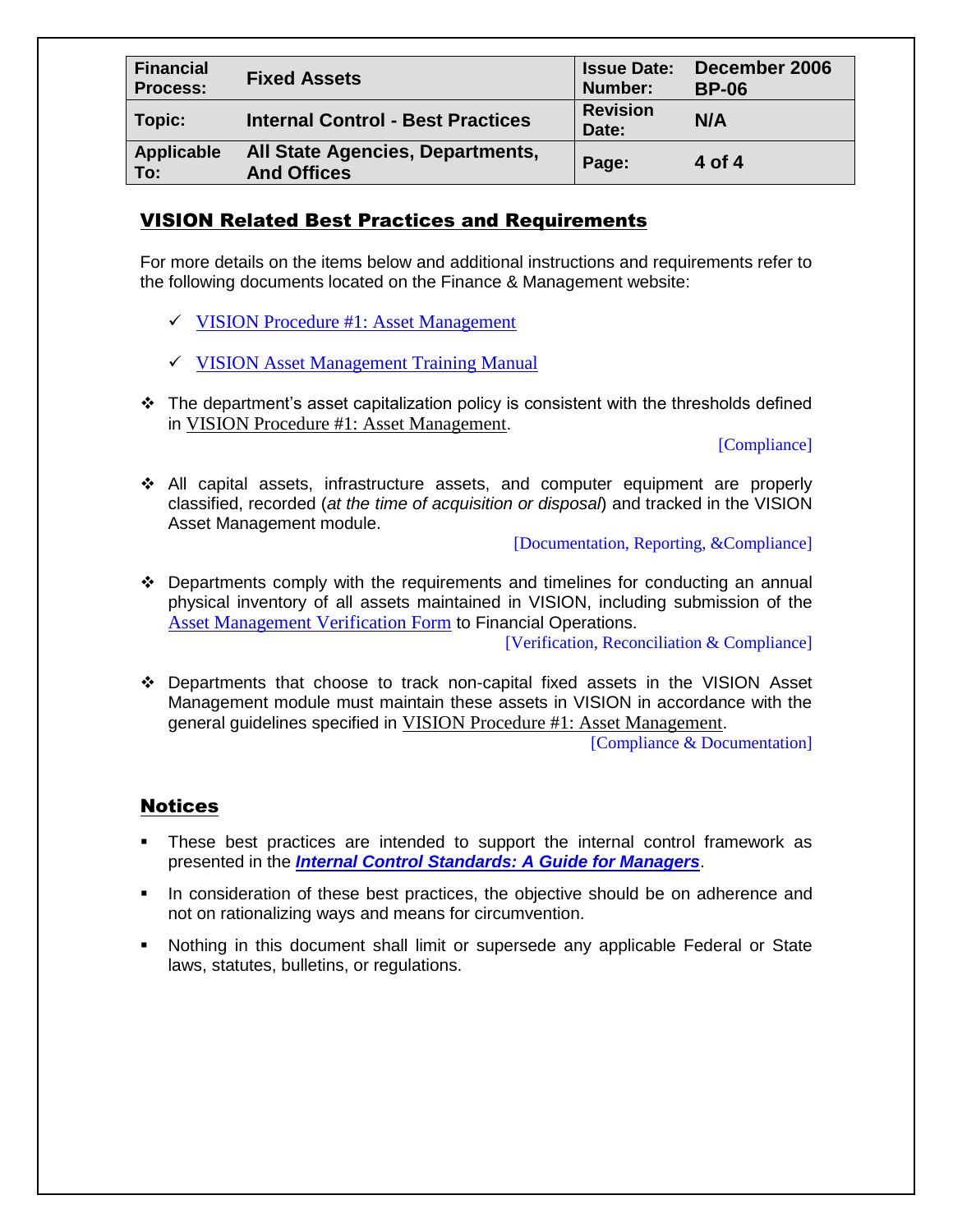| Financial Process: | Fixed Assets | Issue Date: Number: | December 2006 BP-06 |
|---|---|---|---|
| Topic: | Internal Control - Best Practices | Revision Date: | N/A |
| Applicable To: | All State Agencies, Departments, And Offices | Page: | 4 of 4 |

## VISION Related Best Practices and Requirements

For more details on the items below and additional instructions and requirements refer to the following documents located on the Finance & Management website:

- ✓ VISION Procedure #1: Asset Management
- ✓ VISION Asset Management Training Manual

- ❖ The department's asset capitalization policy is consistent with the thresholds defined in VISION Procedure #1: Asset Management.

  [Compliance]

- ❖ All capital assets, infrastructure assets, and computer equipment are properly classified, recorded (*at the time of acquisition or disposal*) and tracked in the VISION Asset Management module.

  [Documentation, Reporting, &Compliance]

- ❖ Departments comply with the requirements and timelines for conducting an annual physical inventory of all assets maintained in VISION, including submission of the Asset Management Verification Form to Financial Operations.

  [Verification, Reconciliation & Compliance]

- ❖ Departments that choose to track non-capital fixed assets in the VISION Asset Management module must maintain these assets in VISION in accordance with the general guidelines specified in VISION Procedure #1: Asset Management.

  [Compliance & Documentation]

## Notices

- These best practices are intended to support the internal control framework as presented in the ***Internal Control Standards: A Guide for Managers***.
- In consideration of these best practices, the objective should be on adherence and not on rationalizing ways and means for circumvention.
- Nothing in this document shall limit or supersede any applicable Federal or State laws, statutes, bulletins, or regulations.